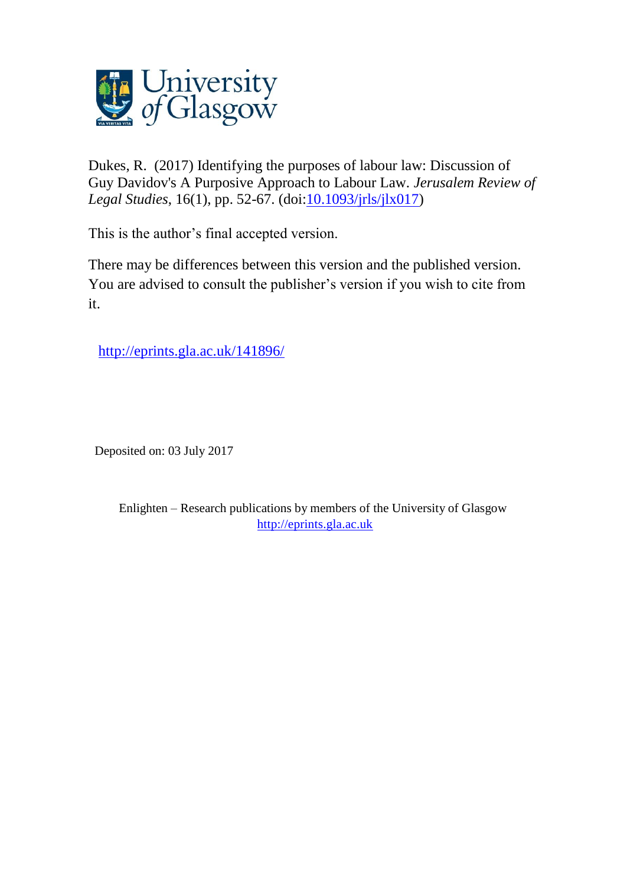Dukes, R. (2017) Identifying the purposes of labour law: Discussion of Guy Davidov's A Purposive Approach to Labour Law. *Jerusalem Review of Legal Studies*, 16(1), pp. 52-67. (doi:10.1093/jrls/jlx017)

This is the author's final accepted version.

There may be differences between this version and the published version. You are advised to consult the publisher's version if you wish to cite from it.

http://eprints.gla.ac.uk/141896/

Deposited on: 03 July 2017

Enlighten – Research publications by members of the University of Glasgow
http://eprints.gla.ac.uk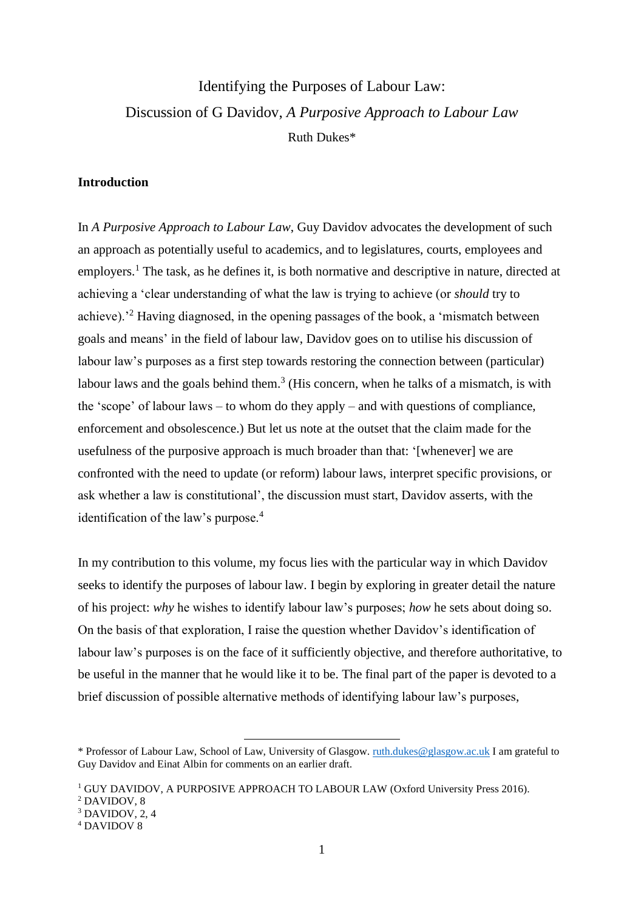Identifying the Purposes of Labour Law:
Discussion of G Davidov, *A Purposive Approach to Labour Law*
Ruth Dukes*

## Introduction

In *A Purposive Approach to Labour Law*, Guy Davidov advocates the development of such an approach as potentially useful to academics, and to legislatures, courts, employees and employers.[1] The task, as he defines it, is both normative and descriptive in nature, directed at achieving a 'clear understanding of what the law is trying to achieve (or *should* try to achieve).'[2] Having diagnosed, in the opening passages of the book, a 'mismatch between goals and means' in the field of labour law, Davidov goes on to utilise his discussion of labour law's purposes as a first step towards restoring the connection between (particular) labour laws and the goals behind them.[3] (His concern, when he talks of a mismatch, is with the 'scope' of labour laws – to whom do they apply – and with questions of compliance, enforcement and obsolescence.) But let us note at the outset that the claim made for the usefulness of the purposive approach is much broader than that: '[whenever] we are confronted with the need to update (or reform) labour laws, interpret specific provisions, or ask whether a law is constitutional', the discussion must start, Davidov asserts, with the identification of the law's purpose.[4]

In my contribution to this volume, my focus lies with the particular way in which Davidov seeks to identify the purposes of labour law. I begin by exploring in greater detail the nature of his project: *why* he wishes to identify labour law's purposes; *how* he sets about doing so. On the basis of that exploration, I raise the question whether Davidov's identification of labour law's purposes is on the face of it sufficiently objective, and therefore authoritative, to be useful in the manner that he would like it to be. The final part of the paper is devoted to a brief discussion of possible alternative methods of identifying labour law's purposes,

---

\* Professor of Labour Law, School of Law, University of Glasgow. ruth.dukes@glasgow.ac.uk I am grateful to Guy Davidov and Einat Albin for comments on an earlier draft.

[1] GUY DAVIDOV, A PURPOSIVE APPROACH TO LABOUR LAW (Oxford University Press 2016).

[2] DAVIDOV, 8

[3] DAVIDOV, 2, 4

[4] DAVIDOV 8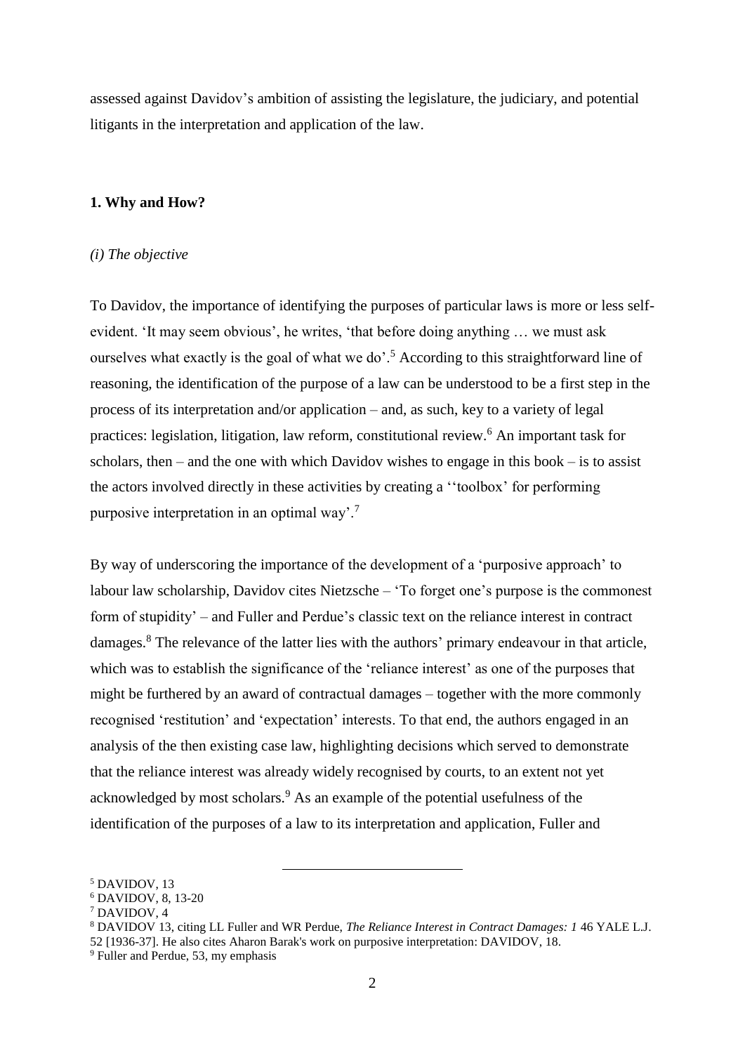assessed against Davidov's ambition of assisting the legislature, the judiciary, and potential litigants in the interpretation and application of the law.

## 1. Why and How?

### *(i) The objective*

To Davidov, the importance of identifying the purposes of particular laws is more or less self-evident. 'It may seem obvious', he writes, 'that before doing anything … we must ask ourselves what exactly is the goal of what we do'.[5] According to this straightforward line of reasoning, the identification of the purpose of a law can be understood to be a first step in the process of its interpretation and/or application – and, as such, key to a variety of legal practices: legislation, litigation, law reform, constitutional review.[6] An important task for scholars, then – and the one with which Davidov wishes to engage in this book – is to assist the actors involved directly in these activities by creating a ''toolbox' for performing purposive interpretation in an optimal way'.[7]

By way of underscoring the importance of the development of a 'purposive approach' to labour law scholarship, Davidov cites Nietzsche – 'To forget one's purpose is the commonest form of stupidity' – and Fuller and Perdue's classic text on the reliance interest in contract damages.[8] The relevance of the latter lies with the authors' primary endeavour in that article, which was to establish the significance of the 'reliance interest' as one of the purposes that might be furthered by an award of contractual damages – together with the more commonly recognised 'restitution' and 'expectation' interests. To that end, the authors engaged in an analysis of the then existing case law, highlighting decisions which served to demonstrate that the reliance interest was already widely recognised by courts, to an extent not yet acknowledged by most scholars.[9] As an example of the potential usefulness of the identification of the purposes of a law to its interpretation and application, Fuller and

---

[5] DAVIDOV, 13

[6] DAVIDOV, 8, 13-20

[7] DAVIDOV, 4

[8] DAVIDOV 13, citing LL Fuller and WR Perdue, *The Reliance Interest in Contract Damages: 1* 46 YALE L.J. 52 [1936-37]. He also cites Aharon Barak's work on purposive interpretation: DAVIDOV, 18.

[9] Fuller and Perdue, 53, my emphasis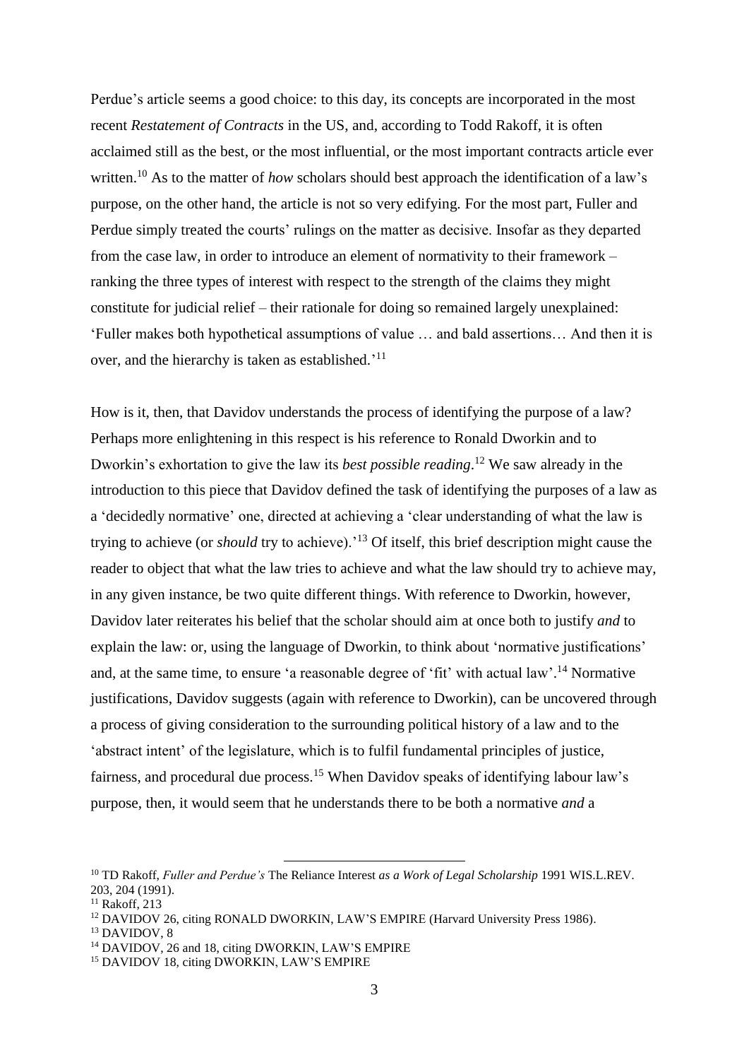Perdue's article seems a good choice: to this day, its concepts are incorporated in the most recent *Restatement of Contracts* in the US, and, according to Todd Rakoff, it is often acclaimed still as the best, or the most influential, or the most important contracts article ever written.[10] As to the matter of *how* scholars should best approach the identification of a law's purpose, on the other hand, the article is not so very edifying. For the most part, Fuller and Perdue simply treated the courts' rulings on the matter as decisive. Insofar as they departed from the case law, in order to introduce an element of normativity to their framework – ranking the three types of interest with respect to the strength of the claims they might constitute for judicial relief – their rationale for doing so remained largely unexplained: 'Fuller makes both hypothetical assumptions of value … and bald assertions… And then it is over, and the hierarchy is taken as established.'[11]

How is it, then, that Davidov understands the process of identifying the purpose of a law? Perhaps more enlightening in this respect is his reference to Ronald Dworkin and to Dworkin's exhortation to give the law its *best possible reading*.[12] We saw already in the introduction to this piece that Davidov defined the task of identifying the purposes of a law as a 'decidedly normative' one, directed at achieving a 'clear understanding of what the law is trying to achieve (or *should* try to achieve).'[13] Of itself, this brief description might cause the reader to object that what the law tries to achieve and what the law should try to achieve may, in any given instance, be two quite different things. With reference to Dworkin, however, Davidov later reiterates his belief that the scholar should aim at once both to justify *and* to explain the law: or, using the language of Dworkin, to think about 'normative justifications' and, at the same time, to ensure 'a reasonable degree of 'fit' with actual law'.[14] Normative justifications, Davidov suggests (again with reference to Dworkin), can be uncovered through a process of giving consideration to the surrounding political history of a law and to the 'abstract intent' of the legislature, which is to fulfil fundamental principles of justice, fairness, and procedural due process.[15] When Davidov speaks of identifying labour law's purpose, then, it would seem that he understands there to be both a normative *and* a

---

[10] TD Rakoff, *Fuller and Perdue's* The Reliance Interest *as a Work of Legal Scholarship* 1991 WIS.L.REV. 203, 204 (1991).

[11] Rakoff, 213

[12] DAVIDOV 26, citing RONALD DWORKIN, LAW'S EMPIRE (Harvard University Press 1986).

[13] DAVIDOV, 8

[14] DAVIDOV, 26 and 18, citing DWORKIN, LAW'S EMPIRE

[15] DAVIDOV 18, citing DWORKIN, LAW'S EMPIRE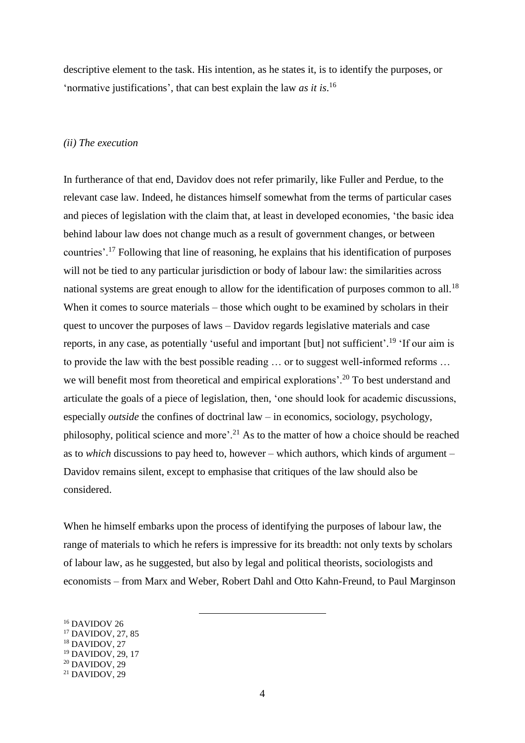descriptive element to the task. His intention, as he states it, is to identify the purposes, or 'normative justifications', that can best explain the law *as it is*.[16]

*(ii) The execution*

In furtherance of that end, Davidov does not refer primarily, like Fuller and Perdue, to the relevant case law. Indeed, he distances himself somewhat from the terms of particular cases and pieces of legislation with the claim that, at least in developed economies, 'the basic idea behind labour law does not change much as a result of government changes, or between countries'.[17] Following that line of reasoning, he explains that his identification of purposes will not be tied to any particular jurisdiction or body of labour law: the similarities across national systems are great enough to allow for the identification of purposes common to all.[18] When it comes to source materials – those which ought to be examined by scholars in their quest to uncover the purposes of laws – Davidov regards legislative materials and case reports, in any case, as potentially 'useful and important [but] not sufficient'.[19] 'If our aim is to provide the law with the best possible reading … or to suggest well-informed reforms … we will benefit most from theoretical and empirical explorations'.[20] To best understand and articulate the goals of a piece of legislation, then, 'one should look for academic discussions, especially *outside* the confines of doctrinal law – in economics, sociology, psychology, philosophy, political science and more'.[21] As to the matter of how a choice should be reached as to *which* discussions to pay heed to, however – which authors, which kinds of argument – Davidov remains silent, except to emphasise that critiques of the law should also be considered.

When he himself embarks upon the process of identifying the purposes of labour law, the range of materials to which he refers is impressive for its breadth: not only texts by scholars of labour law, as he suggested, but also by legal and political theorists, sociologists and economists – from Marx and Weber, Robert Dahl and Otto Kahn-Freund, to Paul Marginson

[16] DAVIDOV 26
[17] DAVIDOV, 27, 85
[18] DAVIDOV, 27
[19] DAVIDOV, 29, 17
[20] DAVIDOV, 29
[21] DAVIDOV, 29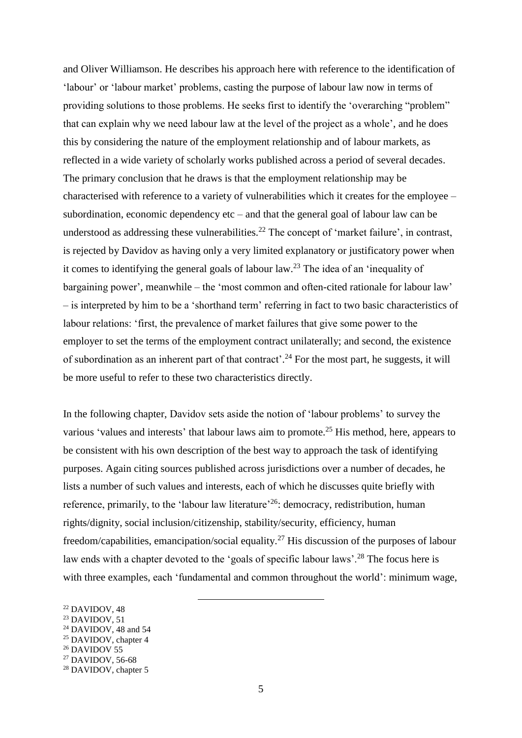and Oliver Williamson. He describes his approach here with reference to the identification of 'labour' or 'labour market' problems, casting the purpose of labour law now in terms of providing solutions to those problems. He seeks first to identify the 'overarching "problem" that can explain why we need labour law at the level of the project as a whole', and he does this by considering the nature of the employment relationship and of labour markets, as reflected in a wide variety of scholarly works published across a period of several decades. The primary conclusion that he draws is that the employment relationship may be characterised with reference to a variety of vulnerabilities which it creates for the employee – subordination, economic dependency etc – and that the general goal of labour law can be understood as addressing these vulnerabilities.[22] The concept of 'market failure', in contrast, is rejected by Davidov as having only a very limited explanatory or justificatory power when it comes to identifying the general goals of labour law.[23] The idea of an 'inequality of bargaining power', meanwhile – the 'most common and often-cited rationale for labour law' – is interpreted by him to be a 'shorthand term' referring in fact to two basic characteristics of labour relations: 'first, the prevalence of market failures that give some power to the employer to set the terms of the employment contract unilaterally; and second, the existence of subordination as an inherent part of that contract'.[24] For the most part, he suggests, it will be more useful to refer to these two characteristics directly.

In the following chapter, Davidov sets aside the notion of 'labour problems' to survey the various 'values and interests' that labour laws aim to promote.[25] His method, here, appears to be consistent with his own description of the best way to approach the task of identifying purposes. Again citing sources published across jurisdictions over a number of decades, he lists a number of such values and interests, each of which he discusses quite briefly with reference, primarily, to the 'labour law literature'[26]: democracy, redistribution, human rights/dignity, social inclusion/citizenship, stability/security, efficiency, human freedom/capabilities, emancipation/social equality.[27] His discussion of the purposes of labour law ends with a chapter devoted to the 'goals of specific labour laws'.[28] The focus here is with three examples, each 'fundamental and common throughout the world': minimum wage,

[22] DAVIDOV, 48
[23] DAVIDOV, 51
[24] DAVIDOV, 48 and 54
[25] DAVIDOV, chapter 4
[26] DAVIDOV 55
[27] DAVIDOV, 56-68
[28] DAVIDOV, chapter 5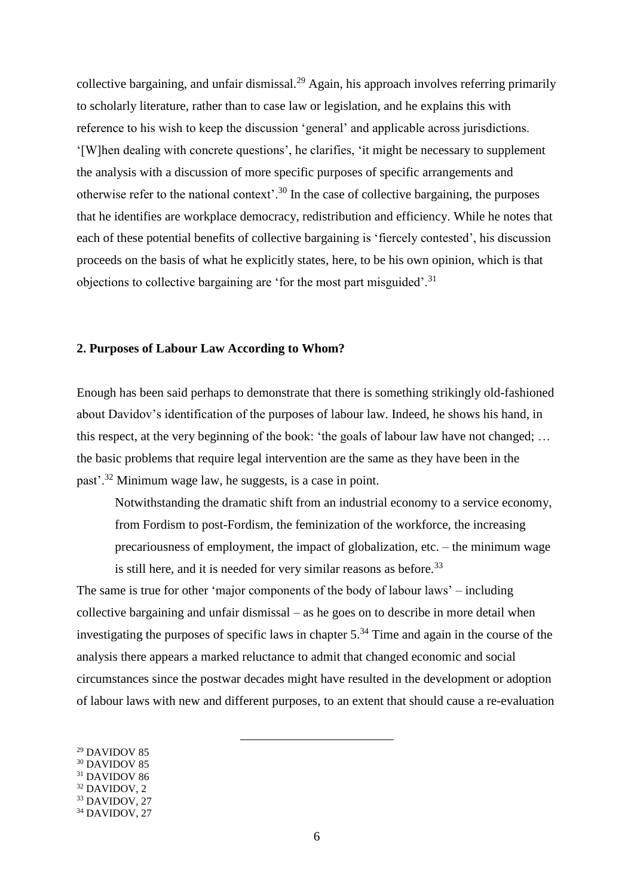collective bargaining, and unfair dismissal.[29] Again, his approach involves referring primarily to scholarly literature, rather than to case law or legislation, and he explains this with reference to his wish to keep the discussion 'general' and applicable across jurisdictions. '[W]hen dealing with concrete questions', he clarifies, 'it might be necessary to supplement the analysis with a discussion of more specific purposes of specific arrangements and otherwise refer to the national context'.[30] In the case of collective bargaining, the purposes that he identifies are workplace democracy, redistribution and efficiency. While he notes that each of these potential benefits of collective bargaining is 'fiercely contested', his discussion proceeds on the basis of what he explicitly states, here, to be his own opinion, which is that objections to collective bargaining are 'for the most part misguided'.[31]

## 2. Purposes of Labour Law According to Whom?

Enough has been said perhaps to demonstrate that there is something strikingly old-fashioned about Davidov's identification of the purposes of labour law. Indeed, he shows his hand, in this respect, at the very beginning of the book: 'the goals of labour law have not changed; … the basic problems that require legal intervention are the same as they have been in the past'.[32] Minimum wage law, he suggests, is a case in point.

> Notwithstanding the dramatic shift from an industrial economy to a service economy, from Fordism to post-Fordism, the feminization of the workforce, the increasing precariousness of employment, the impact of globalization, etc. – the minimum wage is still here, and it is needed for very similar reasons as before.[33]

The same is true for other 'major components of the body of labour laws' – including collective bargaining and unfair dismissal – as he goes on to describe in more detail when investigating the purposes of specific laws in chapter 5.[34] Time and again in the course of the analysis there appears a marked reluctance to admit that changed economic and social circumstances since the postwar decades might have resulted in the development or adoption of labour laws with new and different purposes, to an extent that should cause a re-evaluation

---

[29] DAVIDOV 85
[30] DAVIDOV 85
[31] DAVIDOV 86
[32] DAVIDOV, 2
[33] DAVIDOV, 27
[34] DAVIDOV, 27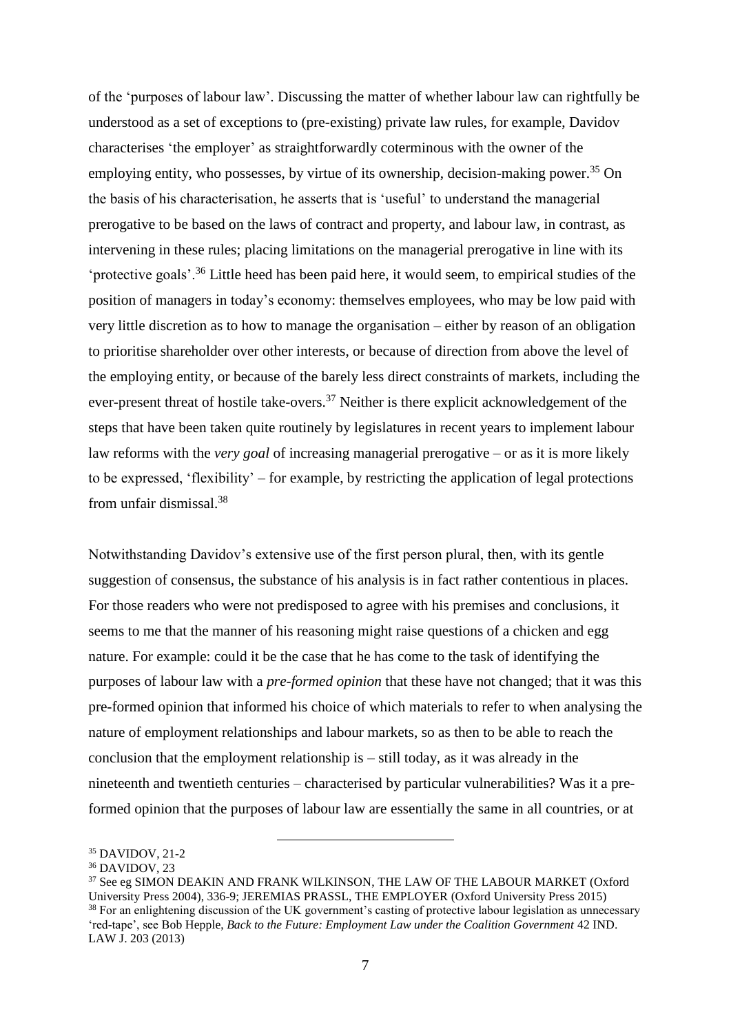of the 'purposes of labour law'. Discussing the matter of whether labour law can rightfully be understood as a set of exceptions to (pre-existing) private law rules, for example, Davidov characterises 'the employer' as straightforwardly coterminous with the owner of the employing entity, who possesses, by virtue of its ownership, decision-making power.[35] On the basis of his characterisation, he asserts that is 'useful' to understand the managerial prerogative to be based on the laws of contract and property, and labour law, in contrast, as intervening in these rules; placing limitations on the managerial prerogative in line with its 'protective goals'.[36] Little heed has been paid here, it would seem, to empirical studies of the position of managers in today's economy: themselves employees, who may be low paid with very little discretion as to how to manage the organisation – either by reason of an obligation to prioritise shareholder over other interests, or because of direction from above the level of the employing entity, or because of the barely less direct constraints of markets, including the ever-present threat of hostile take-overs.[37] Neither is there explicit acknowledgement of the steps that have been taken quite routinely by legislatures in recent years to implement labour law reforms with the *very goal* of increasing managerial prerogative – or as it is more likely to be expressed, 'flexibility' – for example, by restricting the application of legal protections from unfair dismissal.[38]

Notwithstanding Davidov's extensive use of the first person plural, then, with its gentle suggestion of consensus, the substance of his analysis is in fact rather contentious in places. For those readers who were not predisposed to agree with his premises and conclusions, it seems to me that the manner of his reasoning might raise questions of a chicken and egg nature. For example: could it be the case that he has come to the task of identifying the purposes of labour law with a *pre-formed opinion* that these have not changed; that it was this pre-formed opinion that informed his choice of which materials to refer to when analysing the nature of employment relationships and labour markets, so as then to be able to reach the conclusion that the employment relationship is – still today, as it was already in the nineteenth and twentieth centuries – characterised by particular vulnerabilities? Was it a pre-formed opinion that the purposes of labour law are essentially the same in all countries, or at

---

[35] DAVIDOV, 21-2

[36] DAVIDOV, 23

[37] See eg SIMON DEAKIN AND FRANK WILKINSON, THE LAW OF THE LABOUR MARKET (Oxford University Press 2004), 336-9; JEREMIAS PRASSL, THE EMPLOYER (Oxford University Press 2015)

[38] For an enlightening discussion of the UK government's casting of protective labour legislation as unnecessary 'red-tape', see Bob Hepple, *Back to the Future: Employment Law under the Coalition Government* 42 IND. LAW J. 203 (2013)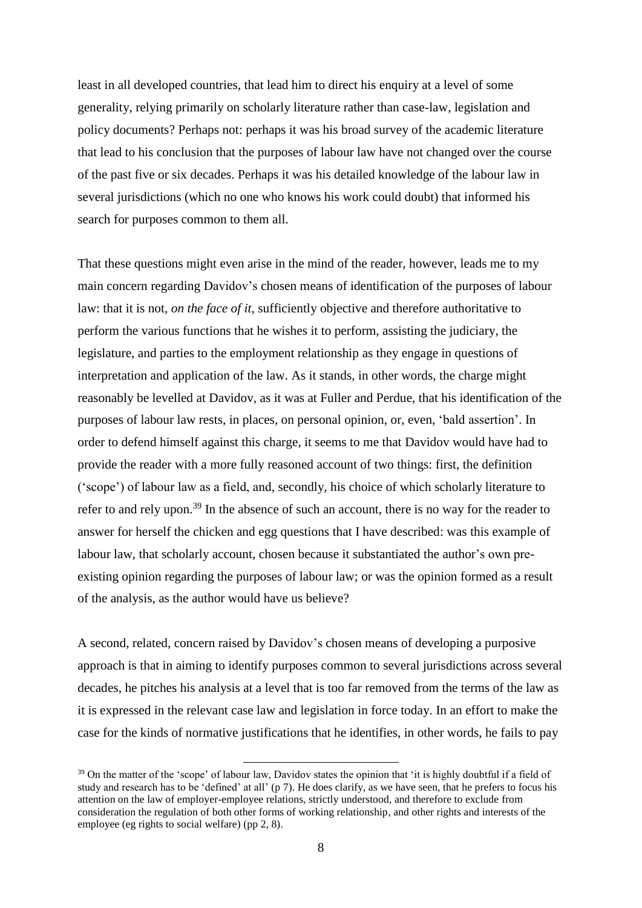least in all developed countries, that lead him to direct his enquiry at a level of some generality, relying primarily on scholarly literature rather than case-law, legislation and policy documents? Perhaps not: perhaps it was his broad survey of the academic literature that lead to his conclusion that the purposes of labour law have not changed over the course of the past five or six decades. Perhaps it was his detailed knowledge of the labour law in several jurisdictions (which no one who knows his work could doubt) that informed his search for purposes common to them all.

That these questions might even arise in the mind of the reader, however, leads me to my main concern regarding Davidov's chosen means of identification of the purposes of labour law: that it is not, *on the face of it*, sufficiently objective and therefore authoritative to perform the various functions that he wishes it to perform, assisting the judiciary, the legislature, and parties to the employment relationship as they engage in questions of interpretation and application of the law. As it stands, in other words, the charge might reasonably be levelled at Davidov, as it was at Fuller and Perdue, that his identification of the purposes of labour law rests, in places, on personal opinion, or, even, 'bald assertion'. In order to defend himself against this charge, it seems to me that Davidov would have had to provide the reader with a more fully reasoned account of two things: first, the definition ('scope') of labour law as a field, and, secondly, his choice of which scholarly literature to refer to and rely upon.[39] In the absence of such an account, there is no way for the reader to answer for herself the chicken and egg questions that I have described: was this example of labour law, that scholarly account, chosen because it substantiated the author's own pre-existing opinion regarding the purposes of labour law; or was the opinion formed as a result of the analysis, as the author would have us believe?

A second, related, concern raised by Davidov's chosen means of developing a purposive approach is that in aiming to identify purposes common to several jurisdictions across several decades, he pitches his analysis at a level that is too far removed from the terms of the law as it is expressed in the relevant case law and legislation in force today. In an effort to make the case for the kinds of normative justifications that he identifies, in other words, he fails to pay

[39] On the matter of the 'scope' of labour law, Davidov states the opinion that 'it is highly doubtful if a field of study and research has to be 'defined' at all' (p 7). He does clarify, as we have seen, that he prefers to focus his attention on the law of employer-employee relations, strictly understood, and therefore to exclude from consideration the regulation of both other forms of working relationship, and other rights and interests of the employee (eg rights to social welfare) (pp 2, 8).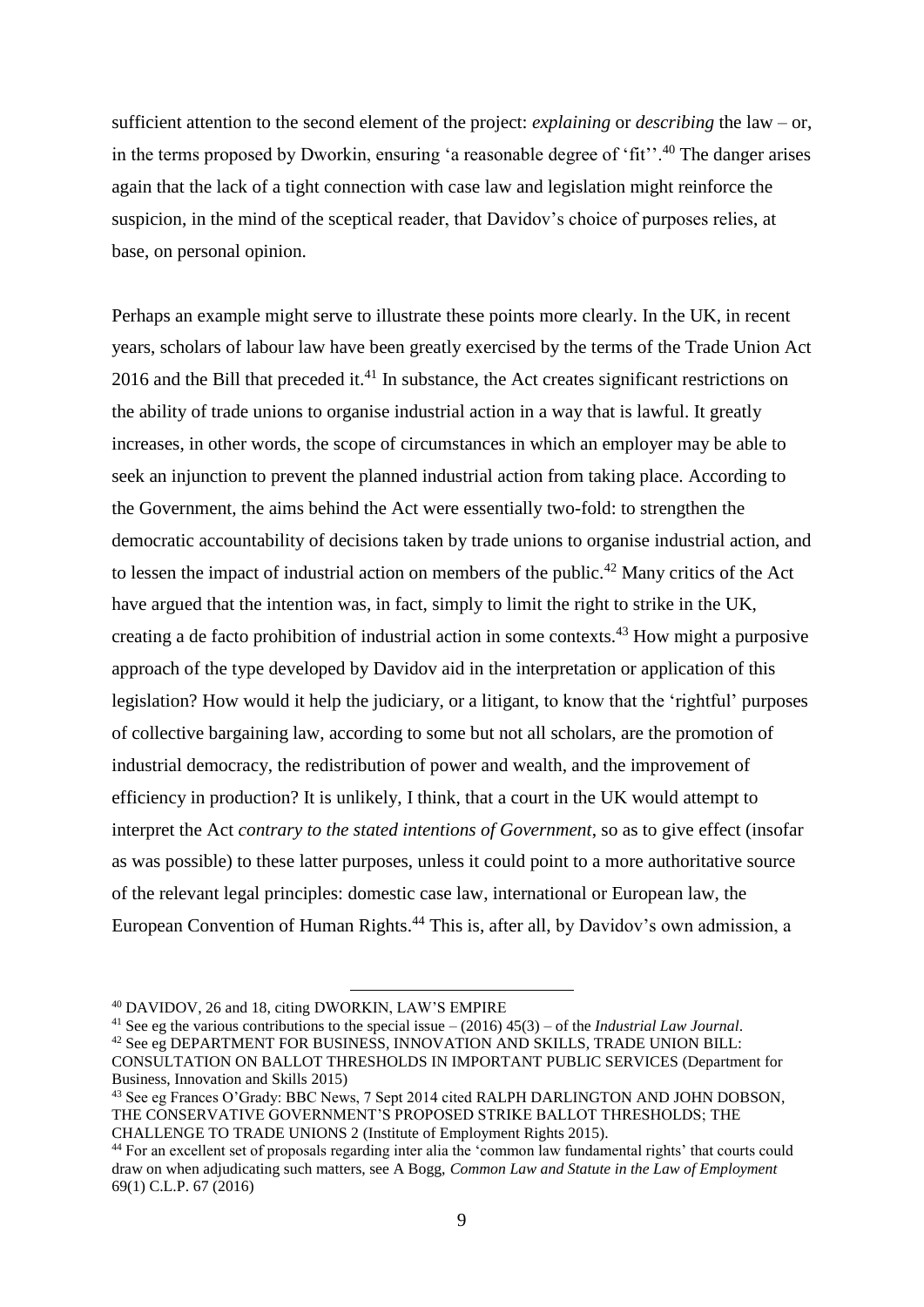sufficient attention to the second element of the project: *explaining* or *describing* the law – or, in the terms proposed by Dworkin, ensuring 'a reasonable degree of 'fit''.[40] The danger arises again that the lack of a tight connection with case law and legislation might reinforce the suspicion, in the mind of the sceptical reader, that Davidov's choice of purposes relies, at base, on personal opinion.

Perhaps an example might serve to illustrate these points more clearly. In the UK, in recent years, scholars of labour law have been greatly exercised by the terms of the Trade Union Act 2016 and the Bill that preceded it.[41] In substance, the Act creates significant restrictions on the ability of trade unions to organise industrial action in a way that is lawful. It greatly increases, in other words, the scope of circumstances in which an employer may be able to seek an injunction to prevent the planned industrial action from taking place. According to the Government, the aims behind the Act were essentially two-fold: to strengthen the democratic accountability of decisions taken by trade unions to organise industrial action, and to lessen the impact of industrial action on members of the public.[42] Many critics of the Act have argued that the intention was, in fact, simply to limit the right to strike in the UK, creating a de facto prohibition of industrial action in some contexts.[43] How might a purposive approach of the type developed by Davidov aid in the interpretation or application of this legislation? How would it help the judiciary, or a litigant, to know that the 'rightful' purposes of collective bargaining law, according to some but not all scholars, are the promotion of industrial democracy, the redistribution of power and wealth, and the improvement of efficiency in production? It is unlikely, I think, that a court in the UK would attempt to interpret the Act *contrary to the stated intentions of Government*, so as to give effect (insofar as was possible) to these latter purposes, unless it could point to a more authoritative source of the relevant legal principles: domestic case law, international or European law, the European Convention of Human Rights.[44] This is, after all, by Davidov's own admission, a

---

[40] DAVIDOV, 26 and 18, citing DWORKIN, LAW'S EMPIRE

[41] See eg the various contributions to the special issue – (2016) 45(3) – of the *Industrial Law Journal*.

[42] See eg DEPARTMENT FOR BUSINESS, INNOVATION AND SKILLS, TRADE UNION BILL: CONSULTATION ON BALLOT THRESHOLDS IN IMPORTANT PUBLIC SERVICES (Department for Business, Innovation and Skills 2015)

[43] See eg Frances O'Grady: BBC News, 7 Sept 2014 cited RALPH DARLINGTON AND JOHN DOBSON, THE CONSERVATIVE GOVERNMENT'S PROPOSED STRIKE BALLOT THRESHOLDS; THE CHALLENGE TO TRADE UNIONS 2 (Institute of Employment Rights 2015).

[44] For an excellent set of proposals regarding inter alia the 'common law fundamental rights' that courts could draw on when adjudicating such matters, see A Bogg, *Common Law and Statute in the Law of Employment* 69(1) C.L.P. 67 (2016)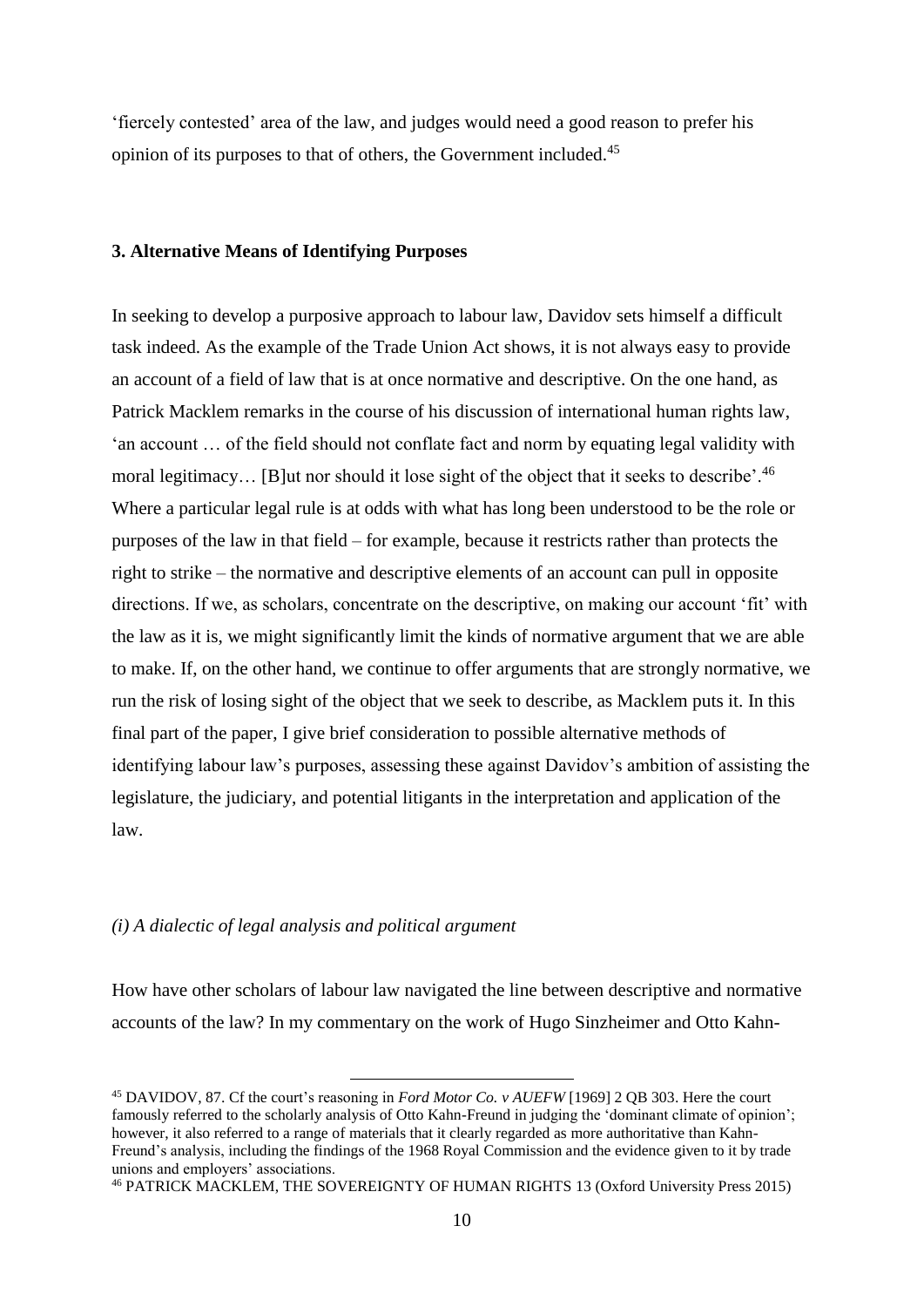'fiercely contested' area of the law, and judges would need a good reason to prefer his opinion of its purposes to that of others, the Government included.[45]

### 3. Alternative Means of Identifying Purposes

In seeking to develop a purposive approach to labour law, Davidov sets himself a difficult task indeed. As the example of the Trade Union Act shows, it is not always easy to provide an account of a field of law that is at once normative and descriptive. On the one hand, as Patrick Macklem remarks in the course of his discussion of international human rights law, 'an account … of the field should not conflate fact and norm by equating legal validity with moral legitimacy… [B]ut nor should it lose sight of the object that it seeks to describe'.[46] Where a particular legal rule is at odds with what has long been understood to be the role or purposes of the law in that field – for example, because it restricts rather than protects the right to strike – the normative and descriptive elements of an account can pull in opposite directions. If we, as scholars, concentrate on the descriptive, on making our account 'fit' with the law as it is, we might significantly limit the kinds of normative argument that we are able to make. If, on the other hand, we continue to offer arguments that are strongly normative, we run the risk of losing sight of the object that we seek to describe, as Macklem puts it. In this final part of the paper, I give brief consideration to possible alternative methods of identifying labour law's purposes, assessing these against Davidov's ambition of assisting the legislature, the judiciary, and potential litigants in the interpretation and application of the law.

#### *(i) A dialectic of legal analysis and political argument*

How have other scholars of labour law navigated the line between descriptive and normative accounts of the law? In my commentary on the work of Hugo Sinzheimer and Otto Kahn-

---

[45] DAVIDOV, 87. Cf the court's reasoning in *Ford Motor Co. v AUEFW* [1969] 2 QB 303. Here the court famously referred to the scholarly analysis of Otto Kahn-Freund in judging the 'dominant climate of opinion'; however, it also referred to a range of materials that it clearly regarded as more authoritative than Kahn-Freund's analysis, including the findings of the 1968 Royal Commission and the evidence given to it by trade unions and employers' associations.

[46] PATRICK MACKLEM, THE SOVEREIGNTY OF HUMAN RIGHTS 13 (Oxford University Press 2015)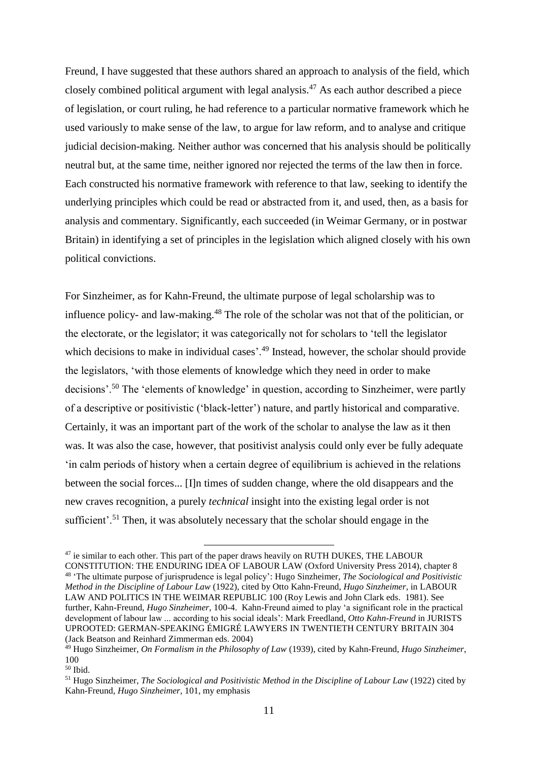Freund, I have suggested that these authors shared an approach to analysis of the field, which closely combined political argument with legal analysis.[47] As each author described a piece of legislation, or court ruling, he had reference to a particular normative framework which he used variously to make sense of the law, to argue for law reform, and to analyse and critique judicial decision-making. Neither author was concerned that his analysis should be politically neutral but, at the same time, neither ignored nor rejected the terms of the law then in force. Each constructed his normative framework with reference to that law, seeking to identify the underlying principles which could be read or abstracted from it, and used, then, as a basis for analysis and commentary. Significantly, each succeeded (in Weimar Germany, or in postwar Britain) in identifying a set of principles in the legislation which aligned closely with his own political convictions.

For Sinzheimer, as for Kahn-Freund, the ultimate purpose of legal scholarship was to influence policy- and law-making.[48] The role of the scholar was not that of the politician, or the electorate, or the legislator; it was categorically not for scholars to 'tell the legislator which decisions to make in individual cases'.[49] Instead, however, the scholar should provide the legislators, 'with those elements of knowledge which they need in order to make decisions'.[50] The 'elements of knowledge' in question, according to Sinzheimer, were partly of a descriptive or positivistic ('black-letter') nature, and partly historical and comparative. Certainly, it was an important part of the work of the scholar to analyse the law as it then was. It was also the case, however, that positivist analysis could only ever be fully adequate 'in calm periods of history when a certain degree of equilibrium is achieved in the relations between the social forces... [I]n times of sudden change, where the old disappears and the new craves recognition, a purely *technical* insight into the existing legal order is not sufficient'.[51] Then, it was absolutely necessary that the scholar should engage in the

---

[47] ie similar to each other. This part of the paper draws heavily on RUTH DUKES, THE LABOUR CONSTITUTION: THE ENDURING IDEA OF LABOUR LAW (Oxford University Press 2014), chapter 8

[48] 'The ultimate purpose of jurisprudence is legal policy': Hugo Sinzheimer, *The Sociological and Positivistic Method in the Discipline of Labour Law* (1922), cited by Otto Kahn-Freund, *Hugo Sinzheimer*, in LABOUR LAW AND POLITICS IN THE WEIMAR REPUBLIC 100 (Roy Lewis and John Clark eds. 1981). See further, Kahn-Freund, *Hugo Sinzheimer*, 100-4. Kahn-Freund aimed to play 'a significant role in the practical development of labour law ... according to his social ideals': Mark Freedland, *Otto Kahn-Freund* in JURISTS UPROOTED: GERMAN-SPEAKING ÉMIGRÉ LAWYERS IN TWENTIETH CENTURY BRITAIN 304 (Jack Beatson and Reinhard Zimmerman eds. 2004)

[49] Hugo Sinzheimer, *On Formalism in the Philosophy of Law* (1939), cited by Kahn-Freund, *Hugo Sinzheimer*, 100

[50] Ibid.

[51] Hugo Sinzheimer, *The Sociological and Positivistic Method in the Discipline of Labour Law* (1922) cited by Kahn-Freund, *Hugo Sinzheimer*, 101, my emphasis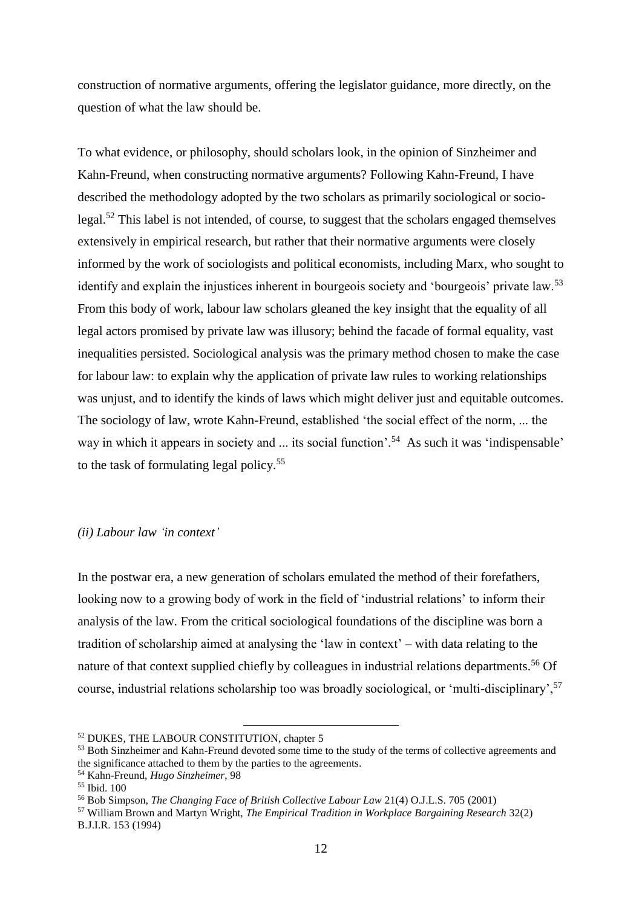construction of normative arguments, offering the legislator guidance, more directly, on the question of what the law should be.

To what evidence, or philosophy, should scholars look, in the opinion of Sinzheimer and Kahn-Freund, when constructing normative arguments? Following Kahn-Freund, I have described the methodology adopted by the two scholars as primarily sociological or socio-legal.[52] This label is not intended, of course, to suggest that the scholars engaged themselves extensively in empirical research, but rather that their normative arguments were closely informed by the work of sociologists and political economists, including Marx, who sought to identify and explain the injustices inherent in bourgeois society and 'bourgeois' private law.[53] From this body of work, labour law scholars gleaned the key insight that the equality of all legal actors promised by private law was illusory; behind the facade of formal equality, vast inequalities persisted. Sociological analysis was the primary method chosen to make the case for labour law: to explain why the application of private law rules to working relationships was unjust, and to identify the kinds of laws which might deliver just and equitable outcomes. The sociology of law, wrote Kahn-Freund, established 'the social effect of the norm, ... the way in which it appears in society and ... its social function'.[54] As such it was 'indispensable' to the task of formulating legal policy.[55]

### *(ii) Labour law 'in context'*

In the postwar era, a new generation of scholars emulated the method of their forefathers, looking now to a growing body of work in the field of 'industrial relations' to inform their analysis of the law. From the critical sociological foundations of the discipline was born a tradition of scholarship aimed at analysing the 'law in context' – with data relating to the nature of that context supplied chiefly by colleagues in industrial relations departments.[56] Of course, industrial relations scholarship too was broadly sociological, or 'multi-disciplinary',[57]

---

[52] DUKES, THE LABOUR CONSTITUTION, chapter 5

[53] Both Sinzheimer and Kahn-Freund devoted some time to the study of the terms of collective agreements and the significance attached to them by the parties to the agreements.

[54] Kahn-Freund, *Hugo Sinzheimer*, 98

[55] Ibid. 100

[56] Bob Simpson, *The Changing Face of British Collective Labour Law* 21(4) O.J.L.S. 705 (2001)

[57] William Brown and Martyn Wright, *The Empirical Tradition in Workplace Bargaining Research* 32(2) B.J.I.R. 153 (1994)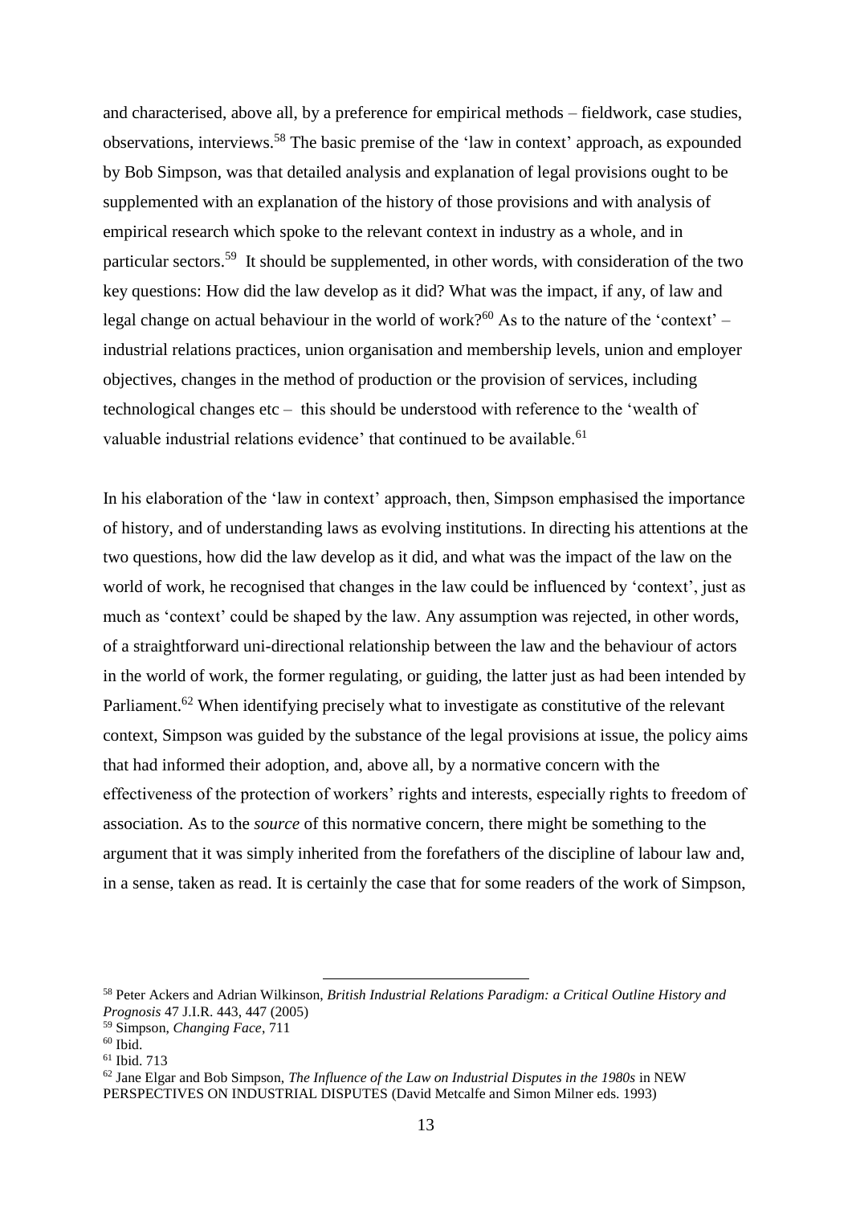and characterised, above all, by a preference for empirical methods – fieldwork, case studies, observations, interviews.[58] The basic premise of the 'law in context' approach, as expounded by Bob Simpson, was that detailed analysis and explanation of legal provisions ought to be supplemented with an explanation of the history of those provisions and with analysis of empirical research which spoke to the relevant context in industry as a whole, and in particular sectors.[59] It should be supplemented, in other words, with consideration of the two key questions: How did the law develop as it did? What was the impact, if any, of law and legal change on actual behaviour in the world of work?[60] As to the nature of the 'context' – industrial relations practices, union organisation and membership levels, union and employer objectives, changes in the method of production or the provision of services, including technological changes etc – this should be understood with reference to the 'wealth of valuable industrial relations evidence' that continued to be available.[61]

In his elaboration of the 'law in context' approach, then, Simpson emphasised the importance of history, and of understanding laws as evolving institutions. In directing his attentions at the two questions, how did the law develop as it did, and what was the impact of the law on the world of work, he recognised that changes in the law could be influenced by 'context', just as much as 'context' could be shaped by the law. Any assumption was rejected, in other words, of a straightforward uni-directional relationship between the law and the behaviour of actors in the world of work, the former regulating, or guiding, the latter just as had been intended by Parliament.[62] When identifying precisely what to investigate as constitutive of the relevant context, Simpson was guided by the substance of the legal provisions at issue, the policy aims that had informed their adoption, and, above all, by a normative concern with the effectiveness of the protection of workers' rights and interests, especially rights to freedom of association. As to the *source* of this normative concern, there might be something to the argument that it was simply inherited from the forefathers of the discipline of labour law and, in a sense, taken as read. It is certainly the case that for some readers of the work of Simpson,

---

[58] Peter Ackers and Adrian Wilkinson, *British Industrial Relations Paradigm: a Critical Outline History and Prognosis* 47 J.I.R. 443, 447 (2005)

[59] Simpson, *Changing Face*, 711

[60] Ibid.

[61] Ibid. 713

[62] Jane Elgar and Bob Simpson, *The Influence of the Law on Industrial Disputes in the 1980s* in NEW PERSPECTIVES ON INDUSTRIAL DISPUTES (David Metcalfe and Simon Milner eds. 1993)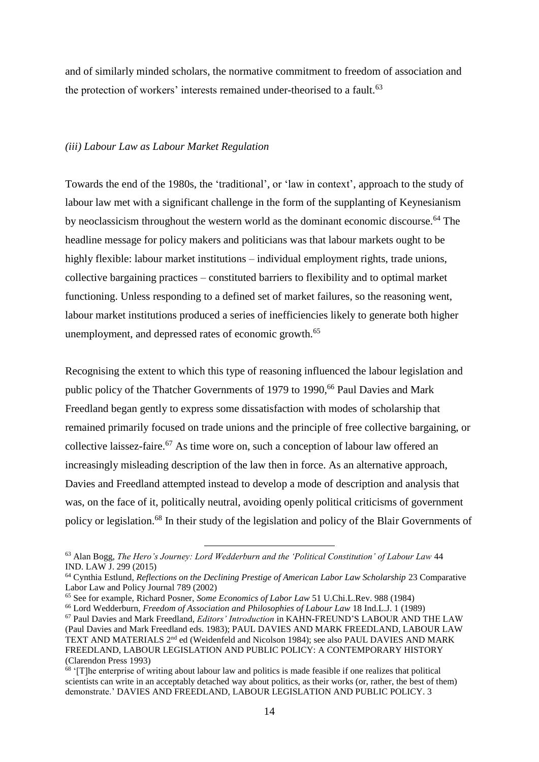and of similarly minded scholars, the normative commitment to freedom of association and the protection of workers' interests remained under-theorised to a fault.[63]

### *(iii) Labour Law as Labour Market Regulation*

Towards the end of the 1980s, the 'traditional', or 'law in context', approach to the study of labour law met with a significant challenge in the form of the supplanting of Keynesianism by neoclassicism throughout the western world as the dominant economic discourse.[64] The headline message for policy makers and politicians was that labour markets ought to be highly flexible: labour market institutions – individual employment rights, trade unions, collective bargaining practices – constituted barriers to flexibility and to optimal market functioning. Unless responding to a defined set of market failures, so the reasoning went, labour market institutions produced a series of inefficiencies likely to generate both higher unemployment, and depressed rates of economic growth.[65]

Recognising the extent to which this type of reasoning influenced the labour legislation and public policy of the Thatcher Governments of 1979 to 1990,[66] Paul Davies and Mark Freedland began gently to express some dissatisfaction with modes of scholarship that remained primarily focused on trade unions and the principle of free collective bargaining, or collective laissez-faire.[67] As time wore on, such a conception of labour law offered an increasingly misleading description of the law then in force. As an alternative approach, Davies and Freedland attempted instead to develop a mode of description and analysis that was, on the face of it, politically neutral, avoiding openly political criticisms of government policy or legislation.[68] In their study of the legislation and policy of the Blair Governments of

---

[63] Alan Bogg, *The Hero's Journey: Lord Wedderburn and the 'Political Constitution' of Labour Law* 44 IND. LAW J. 299 (2015)

[64] Cynthia Estlund, *Reflections on the Declining Prestige of American Labor Law Scholarship* 23 Comparative Labor Law and Policy Journal 789 (2002)

[65] See for example, Richard Posner, *Some Economics of Labor Law* 51 U.Chi.L.Rev. 988 (1984)

[66] Lord Wedderburn, *Freedom of Association and Philosophies of Labour Law* 18 Ind.L.J. 1 (1989)

[67] Paul Davies and Mark Freedland, *Editors' Introduction* in KAHN-FREUND'S LABOUR AND THE LAW (Paul Davies and Mark Freedland eds. 1983); PAUL DAVIES AND MARK FREEDLAND, LABOUR LAW TEXT AND MATERIALS 2nd ed (Weidenfeld and Nicolson 1984); see also PAUL DAVIES AND MARK FREEDLAND, LABOUR LEGISLATION AND PUBLIC POLICY: A CONTEMPORARY HISTORY (Clarendon Press 1993)

[68] '[T]he enterprise of writing about labour law and politics is made feasible if one realizes that political scientists can write in an acceptably detached way about politics, as their works (or, rather, the best of them) demonstrate.' DAVIES AND FREEDLAND, LABOUR LEGISLATION AND PUBLIC POLICY. 3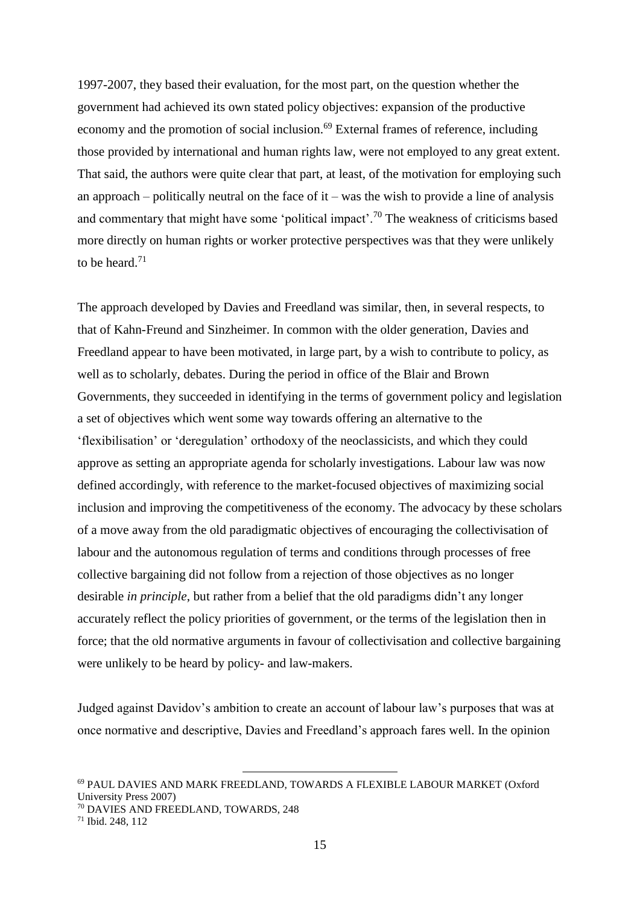1997-2007, they based their evaluation, for the most part, on the question whether the government had achieved its own stated policy objectives: expansion of the productive economy and the promotion of social inclusion.[69] External frames of reference, including those provided by international and human rights law, were not employed to any great extent. That said, the authors were quite clear that part, at least, of the motivation for employing such an approach – politically neutral on the face of it – was the wish to provide a line of analysis and commentary that might have some 'political impact'.[70] The weakness of criticisms based more directly on human rights or worker protective perspectives was that they were unlikely to be heard.[71]

The approach developed by Davies and Freedland was similar, then, in several respects, to that of Kahn-Freund and Sinzheimer. In common with the older generation, Davies and Freedland appear to have been motivated, in large part, by a wish to contribute to policy, as well as to scholarly, debates. During the period in office of the Blair and Brown Governments, they succeeded in identifying in the terms of government policy and legislation a set of objectives which went some way towards offering an alternative to the 'flexibilisation' or 'deregulation' orthodoxy of the neoclassicists, and which they could approve as setting an appropriate agenda for scholarly investigations. Labour law was now defined accordingly, with reference to the market-focused objectives of maximizing social inclusion and improving the competitiveness of the economy. The advocacy by these scholars of a move away from the old paradigmatic objectives of encouraging the collectivisation of labour and the autonomous regulation of terms and conditions through processes of free collective bargaining did not follow from a rejection of those objectives as no longer desirable *in principle*, but rather from a belief that the old paradigms didn't any longer accurately reflect the policy priorities of government, or the terms of the legislation then in force; that the old normative arguments in favour of collectivisation and collective bargaining were unlikely to be heard by policy- and law-makers.

Judged against Davidov's ambition to create an account of labour law's purposes that was at once normative and descriptive, Davies and Freedland's approach fares well. In the opinion

---

[69] PAUL DAVIES AND MARK FREEDLAND, TOWARDS A FLEXIBLE LABOUR MARKET (Oxford University Press 2007)

[70] DAVIES AND FREEDLAND, TOWARDS, 248

[71] Ibid. 248, 112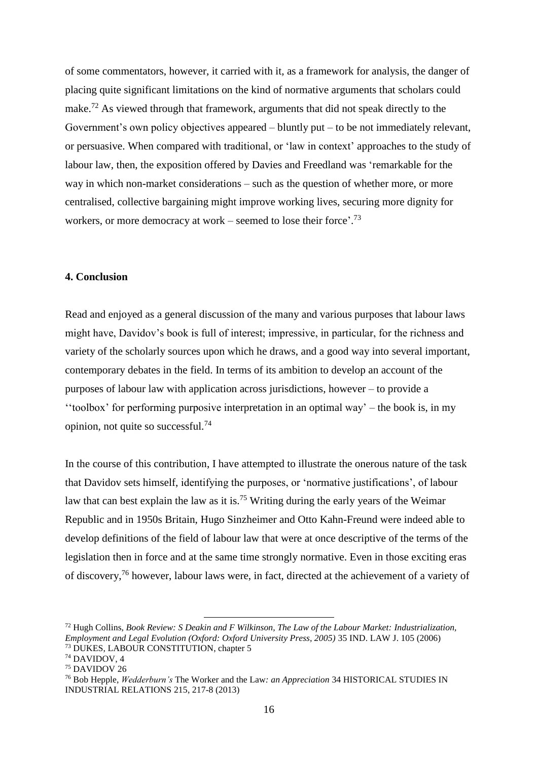of some commentators, however, it carried with it, as a framework for analysis, the danger of placing quite significant limitations on the kind of normative arguments that scholars could make.[72] As viewed through that framework, arguments that did not speak directly to the Government's own policy objectives appeared – bluntly put – to be not immediately relevant, or persuasive. When compared with traditional, or 'law in context' approaches to the study of labour law, then, the exposition offered by Davies and Freedland was 'remarkable for the way in which non-market considerations – such as the question of whether more, or more centralised, collective bargaining might improve working lives, securing more dignity for workers, or more democracy at work – seemed to lose their force'.[73]

### 4. Conclusion

Read and enjoyed as a general discussion of the many and various purposes that labour laws might have, Davidov's book is full of interest; impressive, in particular, for the richness and variety of the scholarly sources upon which he draws, and a good way into several important, contemporary debates in the field. In terms of its ambition to develop an account of the purposes of labour law with application across jurisdictions, however – to provide a ''toolbox' for performing purposive interpretation in an optimal way' – the book is, in my opinion, not quite so successful.[74]

In the course of this contribution, I have attempted to illustrate the onerous nature of the task that Davidov sets himself, identifying the purposes, or 'normative justifications', of labour law that can best explain the law as it is.[75] Writing during the early years of the Weimar Republic and in 1950s Britain, Hugo Sinzheimer and Otto Kahn-Freund were indeed able to develop definitions of the field of labour law that were at once descriptive of the terms of the legislation then in force and at the same time strongly normative. Even in those exciting eras of discovery,[76] however, labour laws were, in fact, directed at the achievement of a variety of

---

[72] Hugh Collins, *Book Review: S Deakin and F Wilkinson, The Law of the Labour Market: Industrialization, Employment and Legal Evolution (Oxford: Oxford University Press, 2005)* 35 IND. LAW J. 105 (2006)

[73] DUKES, LABOUR CONSTITUTION, chapter 5

[74] DAVIDOV, 4

[75] DAVIDOV 26

[76] Bob Hepple, *Wedderburn's* The Worker and the Law*: an Appreciation* 34 HISTORICAL STUDIES IN INDUSTRIAL RELATIONS 215, 217-8 (2013)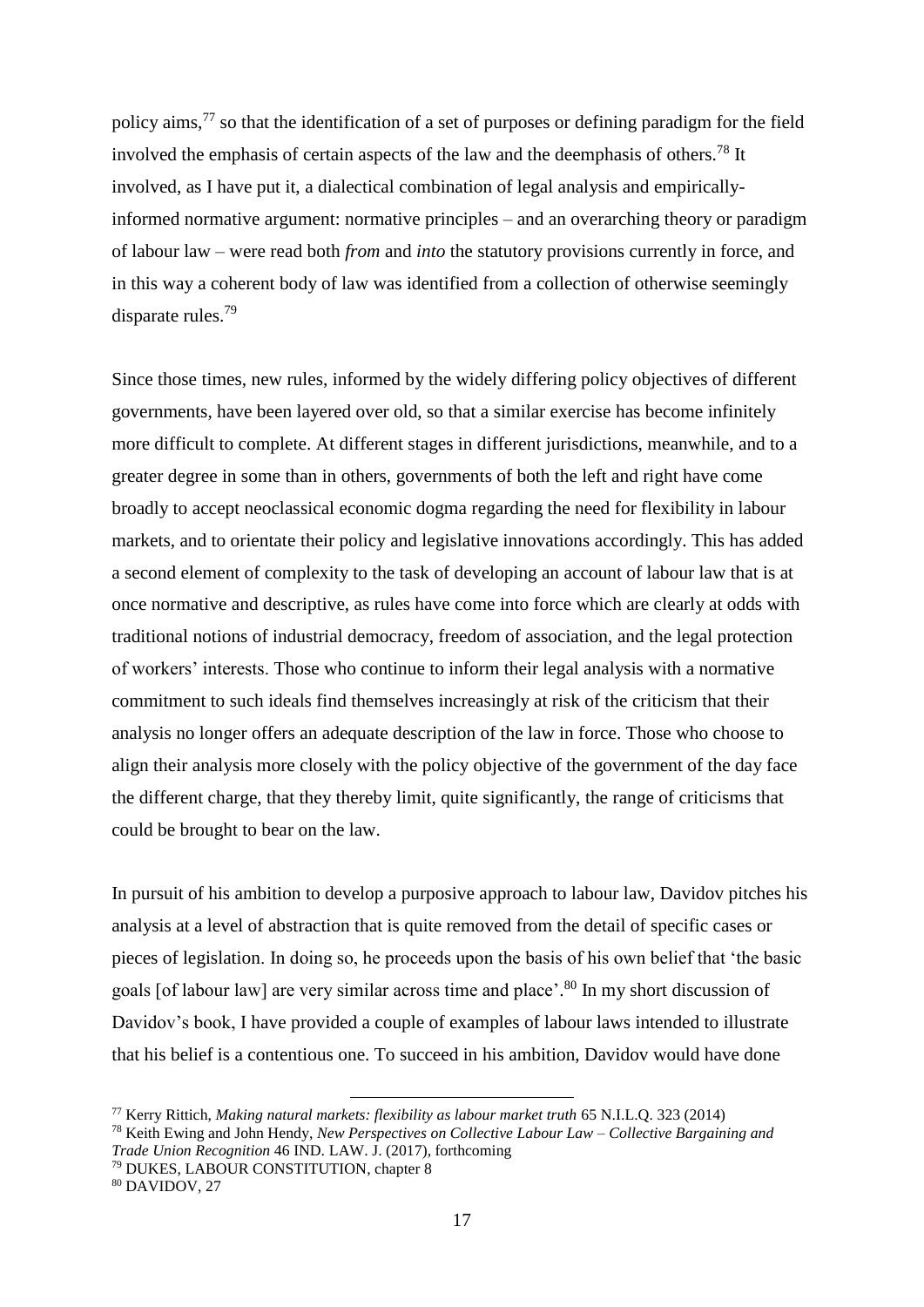policy aims,[77] so that the identification of a set of purposes or defining paradigm for the field involved the emphasis of certain aspects of the law and the deemphasis of others.[78] It involved, as I have put it, a dialectical combination of legal analysis and empirically-informed normative argument: normative principles – and an overarching theory or paradigm of labour law – were read both *from* and *into* the statutory provisions currently in force, and in this way a coherent body of law was identified from a collection of otherwise seemingly disparate rules.[79]

Since those times, new rules, informed by the widely differing policy objectives of different governments, have been layered over old, so that a similar exercise has become infinitely more difficult to complete. At different stages in different jurisdictions, meanwhile, and to a greater degree in some than in others, governments of both the left and right have come broadly to accept neoclassical economic dogma regarding the need for flexibility in labour markets, and to orientate their policy and legislative innovations accordingly. This has added a second element of complexity to the task of developing an account of labour law that is at once normative and descriptive, as rules have come into force which are clearly at odds with traditional notions of industrial democracy, freedom of association, and the legal protection of workers' interests. Those who continue to inform their legal analysis with a normative commitment to such ideals find themselves increasingly at risk of the criticism that their analysis no longer offers an adequate description of the law in force. Those who choose to align their analysis more closely with the policy objective of the government of the day face the different charge, that they thereby limit, quite significantly, the range of criticisms that could be brought to bear on the law.

In pursuit of his ambition to develop a purposive approach to labour law, Davidov pitches his analysis at a level of abstraction that is quite removed from the detail of specific cases or pieces of legislation. In doing so, he proceeds upon the basis of his own belief that 'the basic goals [of labour law] are very similar across time and place'.[80] In my short discussion of Davidov's book, I have provided a couple of examples of labour laws intended to illustrate that his belief is a contentious one. To succeed in his ambition, Davidov would have done

---

[77] Kerry Rittich, *Making natural markets: flexibility as labour market truth* 65 N.I.L.Q. 323 (2014)

[78] Keith Ewing and John Hendy, *New Perspectives on Collective Labour Law – Collective Bargaining and Trade Union Recognition* 46 IND. LAW. J. (2017), forthcoming

[79] DUKES, LABOUR CONSTITUTION, chapter 8

[80] DAVIDOV, 27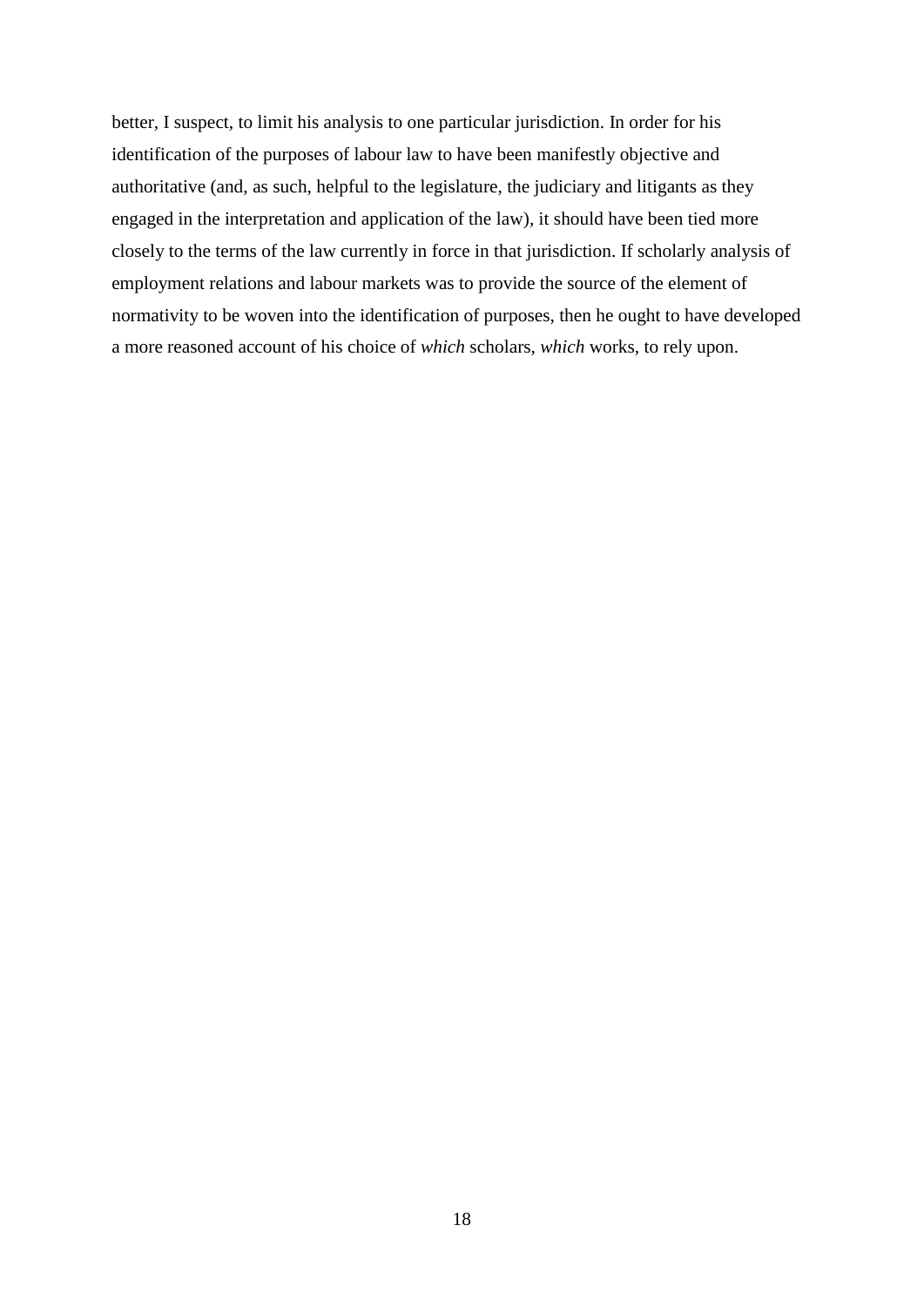better, I suspect, to limit his analysis to one particular jurisdiction. In order for his identification of the purposes of labour law to have been manifestly objective and authoritative (and, as such, helpful to the legislature, the judiciary and litigants as they engaged in the interpretation and application of the law), it should have been tied more closely to the terms of the law currently in force in that jurisdiction. If scholarly analysis of employment relations and labour markets was to provide the source of the element of normativity to be woven into the identification of purposes, then he ought to have developed a more reasoned account of his choice of *which* scholars, *which* works, to rely upon.